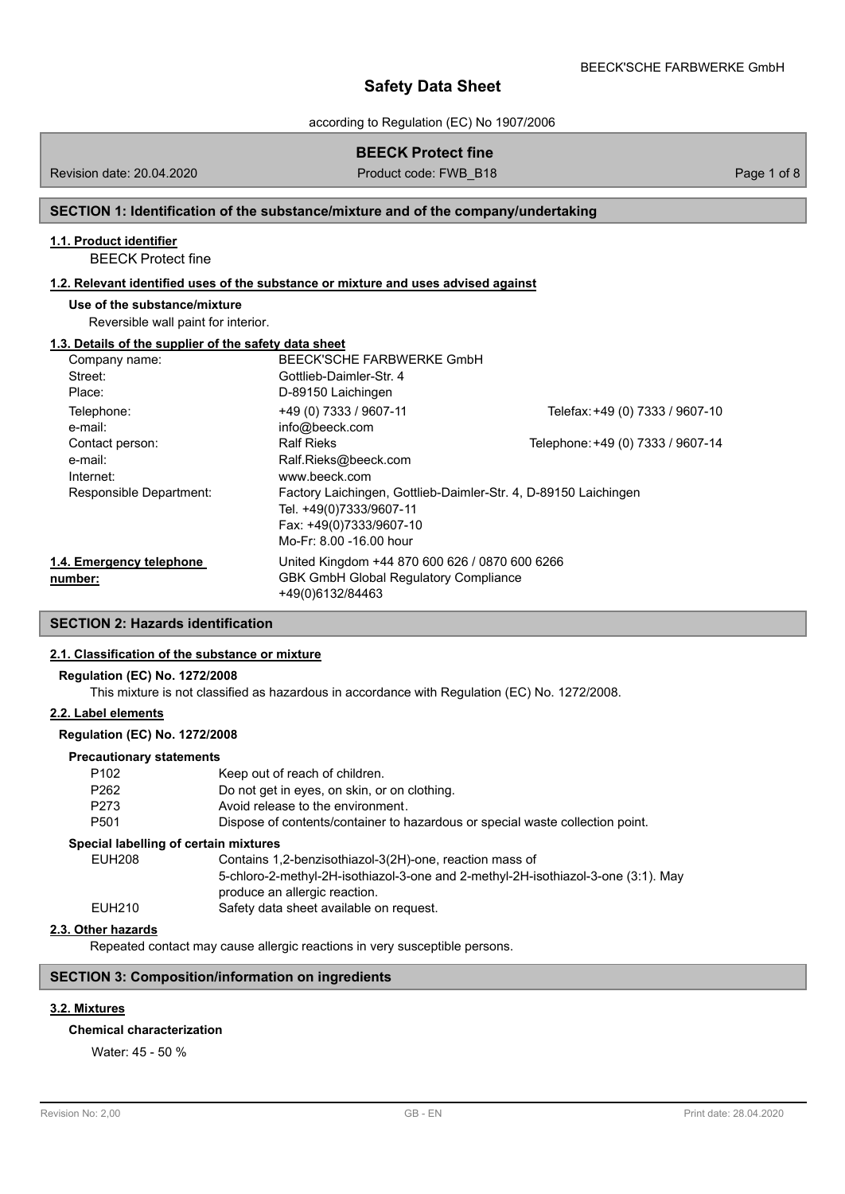# Safety Data Sheet

according to Regulation (EC) No 1907/2006

**BEECK Protect fine**

Revision date: 20.04.2020 | Product code: FWB_B18

## SECTION 1: Identification of the substance/mixture and of the company/undertaking

### 1.1. Product identifier

BEECK Protect fine

### 1.2. Relevant identified uses of the substance or mixture and uses advised against

**Use of the substance/mixture**

Reversible wall paint for interior.

### 1.3. Details of the supplier of the safety data sheet

| | | |
|---|---|---|
| Company name: | BEECK'SCHE FARBWERKE GmbH | |
| Street: | Gottlieb-Daimler-Str. 4 | |
| Place: | D-89150 Laichingen | |
| Telephone: | +49 (0) 7333 / 9607-11 | Telefax: +49 (0) 7333 / 9607-10 |
| e-mail: | info@beeck.com | |
| Contact person: | Ralf Rieks | Telephone: +49 (0) 7333 / 9607-14 |
| e-mail: | Ralf.Rieks@beeck.com | |
| Internet: | www.beeck.com | |
| Responsible Department: | Factory Laichingen, Gottlieb-Daimler-Str. 4, D-89150 Laichingen<br>Tel. +49(0)7333/9607-11<br>Fax: +49(0)7333/9607-10<br>Mo-Fr: 8.00 -16.00 hour | |

### 1.4. Emergency telephone number:

United Kingdom +44 870 600 626 / 0870 600 6266
GBK GmbH Global Regulatory Compliance
+49(0)6132/84463

## SECTION 2: Hazards identification

### 2.1. Classification of the substance or mixture

**Regulation (EC) No. 1272/2008**

This mixture is not classified as hazardous in accordance with Regulation (EC) No. 1272/2008.

### 2.2. Label elements

**Regulation (EC) No. 1272/2008**

**Precautionary statements**

| | |
|---|---|
| P102 | Keep out of reach of children. |
| P262 | Do not get in eyes, on skin, or on clothing. |
| P273 | Avoid release to the environment. |
| P501 | Dispose of contents/container to hazardous or special waste collection point. |

**Special labelling of certain mixtures**

| | |
|---|---|
| EUH208 | Contains 1,2-benzisothiazol-3(2H)-one, reaction mass of 5-chloro-2-methyl-2H-isothiazol-3-one and 2-methyl-2H-isothiazol-3-one (3:1). May produce an allergic reaction. |
| EUH210 | Safety data sheet available on request. |

### 2.3. Other hazards

Repeated contact may cause allergic reactions in very susceptible persons.

## SECTION 3: Composition/information on ingredients

### 3.2. Mixtures

**Chemical characterization**

Water: 45 - 50 %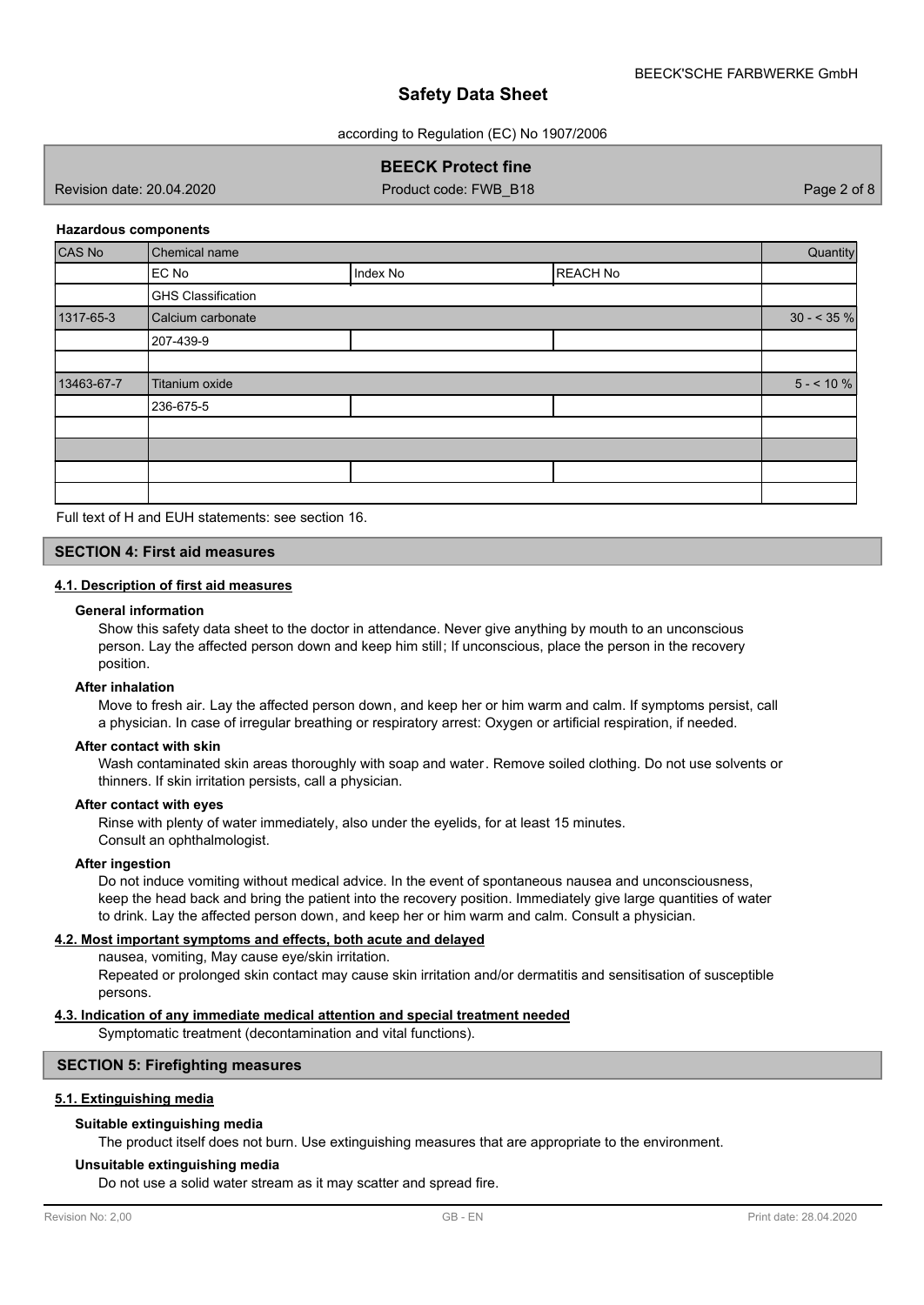#### Hazardous components

| CAS No | Chemical name | | | Quantity |
|---|---|---|---|---|
| | EC No | Index No | REACH No | |
| | GHS Classification | | | |
| 1317-65-3 | Calcium carbonate | | | 30 - < 35 % |
| | 207-439-9 | | | |
| | | | | |
| 13463-67-7 | Titanium oxide | | | 5 - < 10 % |
| | 236-675-5 | | | |
| | | | | |
| | | | | |
| | | | | |
| | | | | |

Full text of H and EUH statements: see section 16.

## SECTION 4: First aid measures

### 4.1. Description of first aid measures

**General information**

Show this safety data sheet to the doctor in attendance. Never give anything by mouth to an unconscious person. Lay the affected person down and keep him still; If unconscious, place the person in the recovery position.

**After inhalation**

Move to fresh air. Lay the affected person down, and keep her or him warm and calm. If symptoms persist, call a physician. In case of irregular breathing or respiratory arrest: Oxygen or artificial respiration, if needed.

**After contact with skin**

Wash contaminated skin areas thoroughly with soap and water. Remove soiled clothing. Do not use solvents or thinners. If skin irritation persists, call a physician.

**After contact with eyes**

Rinse with plenty of water immediately, also under the eyelids, for at least 15 minutes.
Consult an ophthalmologist.

**After ingestion**

Do not induce vomiting without medical advice. In the event of spontaneous nausea and unconsciousness, keep the head back and bring the patient into the recovery position. Immediately give large quantities of water to drink. Lay the affected person down, and keep her or him warm and calm. Consult a physician.

### 4.2. Most important symptoms and effects, both acute and delayed

nausea, vomiting, May cause eye/skin irritation.
Repeated or prolonged skin contact may cause skin irritation and/or dermatitis and sensitisation of susceptible persons.

### 4.3. Indication of any immediate medical attention and special treatment needed

Symptomatic treatment (decontamination and vital functions).

## SECTION 5: Firefighting measures

### 5.1. Extinguishing media

**Suitable extinguishing media**

The product itself does not burn. Use extinguishing measures that are appropriate to the environment.

**Unsuitable extinguishing media**

Do not use a solid water stream as it may scatter and spread fire.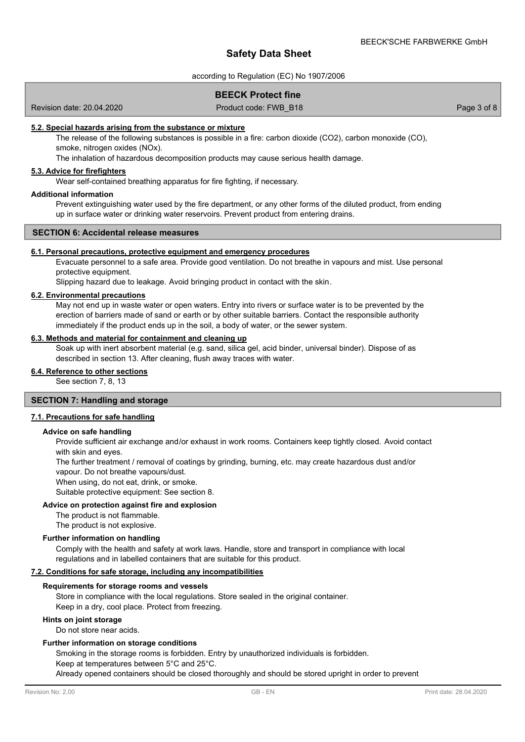### 5.2. Special hazards arising from the substance or mixture

The release of the following substances is possible in a fire: carbon dioxide ($CO_2$), carbon monoxide (CO), smoke, nitrogen oxides ($NO_x$).

The inhalation of hazardous decomposition products may cause serious health damage.

### 5.3. Advice for firefighters

Wear self-contained breathing apparatus for fire fighting, if necessary.

**Additional information**

Prevent extinguishing water used by the fire department, or any other forms of the diluted product, from ending up in surface water or drinking water reservoirs. Prevent product from entering drains.

## SECTION 6: Accidental release measures

### 6.1. Personal precautions, protective equipment and emergency procedures

Evacuate personnel to a safe area. Provide good ventilation. Do not breathe in vapours and mist. Use personal protective equipment.

Slipping hazard due to leakage. Avoid bringing product in contact with the skin.

### 6.2. Environmental precautions

May not end up in waste water or open waters. Entry into rivers or surface water is to be prevented by the erection of barriers made of sand or earth or by other suitable barriers. Contact the responsible authority immediately if the product ends up in the soil, a body of water, or the sewer system.

### 6.3. Methods and material for containment and cleaning up

Soak up with inert absorbent material (e.g. sand, silica gel, acid binder, universal binder). Dispose of as described in section 13. After cleaning, flush away traces with water.

### 6.4. Reference to other sections

See section 7, 8, 13

## SECTION 7: Handling and storage

### 7.1. Precautions for safe handling

**Advice on safe handling**

Provide sufficient air exchange and/or exhaust in work rooms. Containers keep tightly closed. Avoid contact with skin and eyes.

The further treatment / removal of coatings by grinding, burning, etc. may create hazardous dust and/or vapour. Do not breathe vapours/dust.

When using, do not eat, drink, or smoke.

Suitable protective equipment: See section 8.

**Advice on protection against fire and explosion**

The product is not flammable.

The product is not explosive.

**Further information on handling**

Comply with the health and safety at work laws. Handle, store and transport in compliance with local regulations and in labelled containers that are suitable for this product.

### 7.2. Conditions for safe storage, including any incompatibilities

**Requirements for storage rooms and vessels**

Store in compliance with the local regulations. Store sealed in the original container.

Keep in a dry, cool place. Protect from freezing.

**Hints on joint storage**

Do not store near acids.

**Further information on storage conditions**

Smoking in the storage rooms is forbidden. Entry by unauthorized individuals is forbidden.

Keep at temperatures between 5°C and 25°C.

Already opened containers should be closed thoroughly and should be stored upright in order to prevent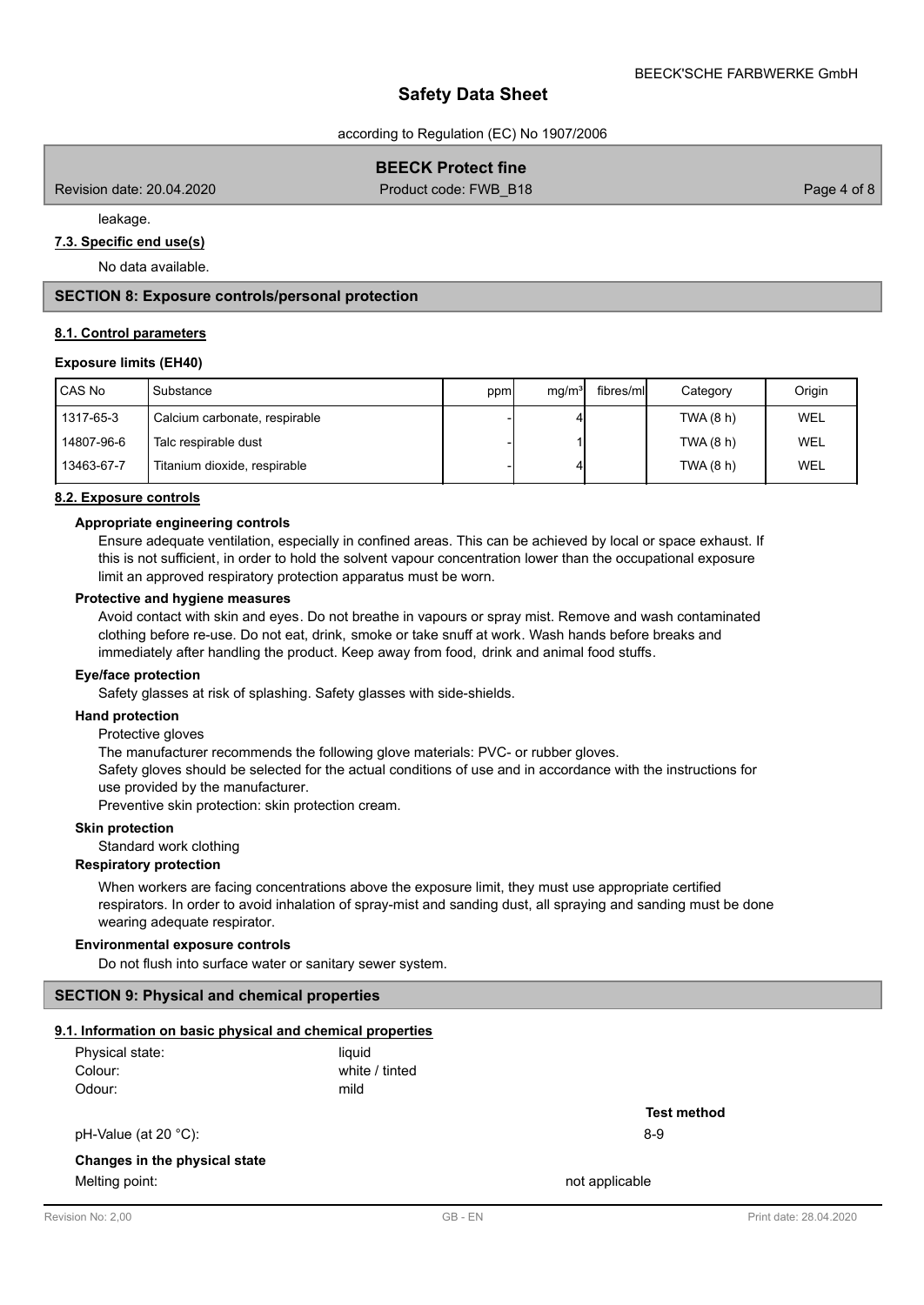leakage.

### 7.3. Specific end use(s)

No data available.

## SECTION 8: Exposure controls/personal protection

### 8.1. Control parameters

**Exposure limits (EH40)**

| CAS No | Substance | ppm | mg/m³ | fibres/ml | Category | Origin |
|---|---|---|---|---|---|---|
| 1317-65-3 | Calcium carbonate, respirable | - | 4 | | TWA (8 h) | WEL |
| 14807-96-6 | Talc respirable dust | - | 1 | | TWA (8 h) | WEL |
| 13463-67-7 | Titanium dioxide, respirable | - | 4 | | TWA (8 h) | WEL |

### 8.2. Exposure controls

**Appropriate engineering controls**

Ensure adequate ventilation, especially in confined areas. This can be achieved by local or space exhaust. If this is not sufficient, in order to hold the solvent vapour concentration lower than the occupational exposure limit an approved respiratory protection apparatus must be worn.

**Protective and hygiene measures**

Avoid contact with skin and eyes. Do not breathe in vapours or spray mist. Remove and wash contaminated clothing before re-use. Do not eat, drink, smoke or take snuff at work. Wash hands before breaks and immediately after handling the product. Keep away from food, drink and animal food stuffs.

**Eye/face protection**

Safety glasses at risk of splashing. Safety glasses with side-shields.

**Hand protection**

Protective gloves

The manufacturer recommends the following glove materials: PVC- or rubber gloves.

Safety gloves should be selected for the actual conditions of use and in accordance with the instructions for use provided by the manufacturer.

Preventive skin protection: skin protection cream.

**Skin protection**

Standard work clothing

**Respiratory protection**

When workers are facing concentrations above the exposure limit, they must use appropriate certified respirators. In order to avoid inhalation of spray-mist and sanding dust, all spraying and sanding must be done wearing adequate respirator.

**Environmental exposure controls**

Do not flush into surface water or sanitary sewer system.

## SECTION 9: Physical and chemical properties

### 9.1. Information on basic physical and chemical properties

Physical state: liquid

Colour: white / tinted

Odour: mild

| | | Test method |
|---|---|---|
| pH-Value (at 20 °C): | 8-9 | |

**Changes in the physical state**

Melting point: not applicable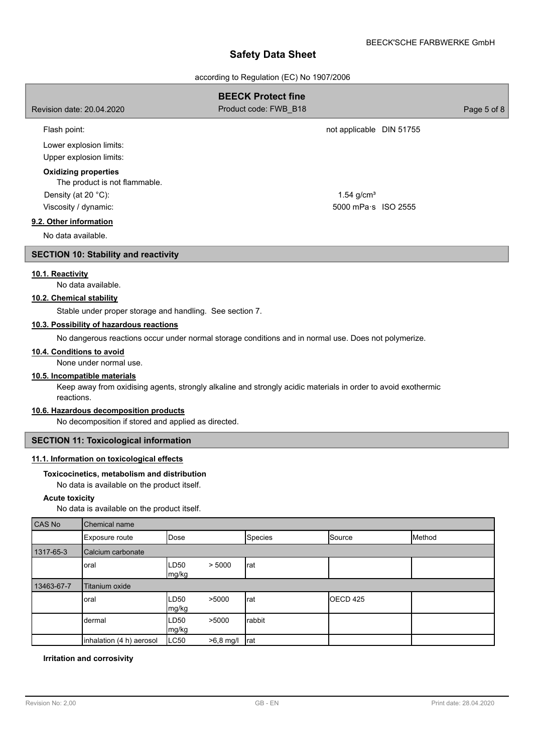| | | |
|---|---|---|
| Flash point: | not applicable | DIN 51755 |
| Lower explosion limits: | | |
| Upper explosion limits: | | |

**Oxidizing properties**

The product is not flammable.

| | | |
|---|---|---|
| Density (at 20 °C): | 1.54 g/cm³ | |
| Viscosity / dynamic: | 5000 mPa·s | ISO 2555 |

**9.2. Other information**

No data available.

## SECTION 10: Stability and reactivity

**10.1. Reactivity**

No data available.

**10.2. Chemical stability**

Stable under proper storage and handling. See section 7.

**10.3. Possibility of hazardous reactions**

No dangerous reactions occur under normal storage conditions and in normal use. Does not polymerize.

**10.4. Conditions to avoid**

None under normal use.

**10.5. Incompatible materials**

Keep away from oxidising agents, strongly alkaline and strongly acidic materials in order to avoid exothermic reactions.

**10.6. Hazardous decomposition products**

No decomposition if stored and applied as directed.

## SECTION 11: Toxicological information

**11.1. Information on toxicological effects**

**Toxicocinetics, metabolism and distribution**

No data is available on the product itself.

**Acute toxicity**

No data is available on the product itself.

| CAS No | Chemical name | | | | | |
|---|---|---|---|---|---|---|
| | Exposure route | Dose | | Species | Source | Method |
| 1317-65-3 | Calcium carbonate | | | | | |
| | oral | LD50 mg/kg | > 5000 | rat | | |
| 13463-67-7 | Titanium oxide | | | | | |
| | oral | LD50 mg/kg | >5000 | rat | OECD 425 | |
| | dermal | LD50 mg/kg | >5000 | rabbit | | |
| | inhalation (4 h) aerosol | LC50 | >6,8 mg/l | rat | | |

**Irritation and corrosivity**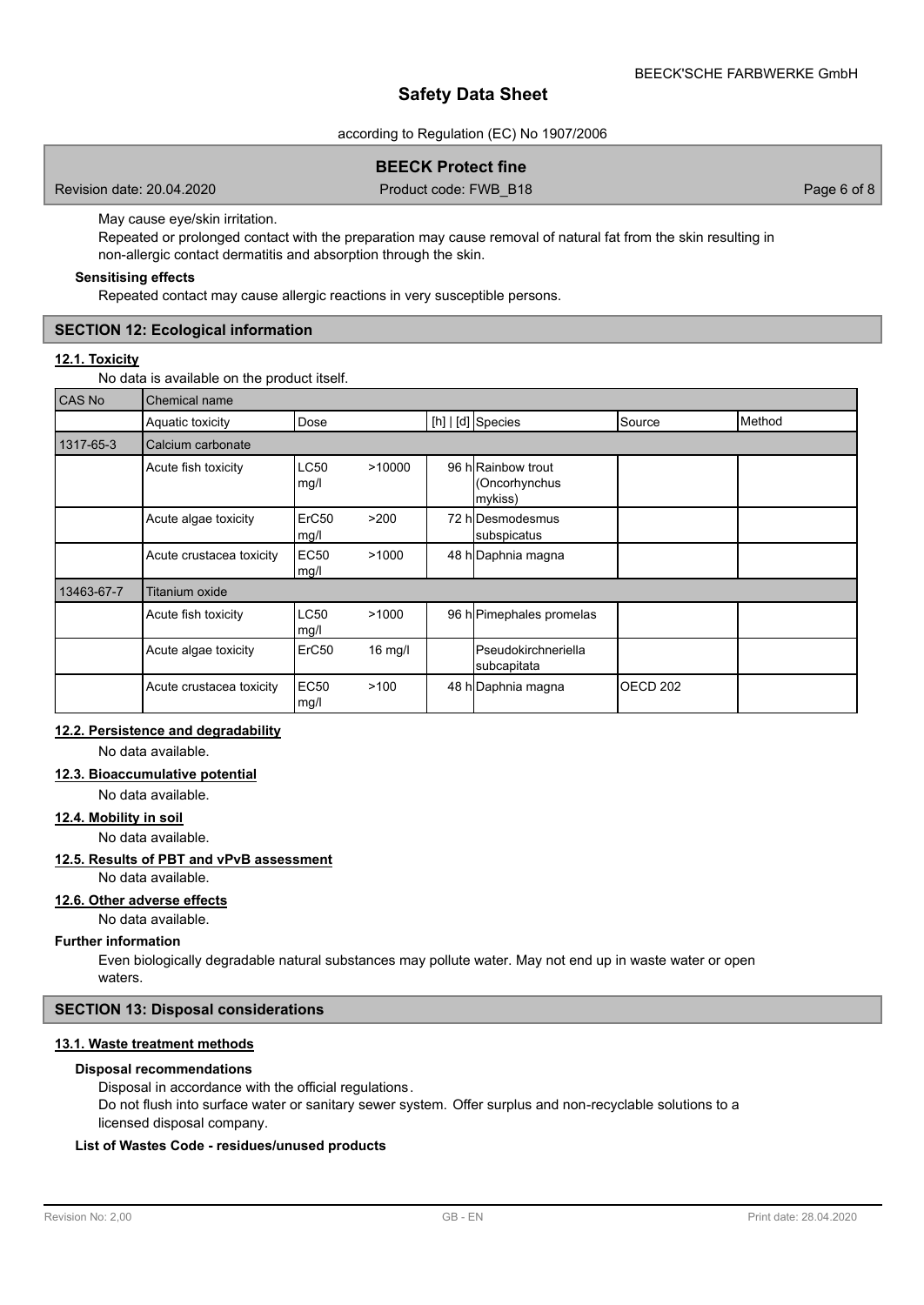May cause eye/skin irritation.

Repeated or prolonged contact with the preparation may cause removal of natural fat from the skin resulting in non-allergic contact dermatitis and absorption through the skin.

**Sensitising effects**

Repeated contact may cause allergic reactions in very susceptible persons.

## SECTION 12: Ecological information

### 12.1. Toxicity

No data is available on the product itself.

| CAS No | Chemical name | | | | | | |
|---|---|---|---|---|---|---|---|
| | Aquatic toxicity | Dose | | [h] \| [d] | Species | Source | Method |
| 1317-65-3 | Calcium carbonate | | | | | | |
| | Acute fish toxicity | LC50 mg/l | >10000 | 96 h | Rainbow trout (Oncorhynchus mykiss) | | |
| | Acute algae toxicity | ErC50 mg/l | >200 | 72 h | Desmodesmus subspicatus | | |
| | Acute crustacea toxicity | EC50 mg/l | >1000 | 48 h | Daphnia magna | | |
| 13463-67-7 | Titanium oxide | | | | | | |
| | Acute fish toxicity | LC50 mg/l | >1000 | 96 h | Pimephales promelas | | |
| | Acute algae toxicity | ErC50 | 16 mg/l | | Pseudokirchneriella subcapitata | | |
| | Acute crustacea toxicity | EC50 mg/l | >100 | 48 h | Daphnia magna | OECD 202 | |

### 12.2. Persistence and degradability

No data available.

### 12.3. Bioaccumulative potential

No data available.

### 12.4. Mobility in soil

No data available.

### 12.5. Results of PBT and vPvB assessment

No data available.

### 12.6. Other adverse effects

No data available.

**Further information**

Even biologically degradable natural substances may pollute water. May not end up in waste water or open waters.

## SECTION 13: Disposal considerations

### 13.1. Waste treatment methods

**Disposal recommendations**

Disposal in accordance with the official regulations.

Do not flush into surface water or sanitary sewer system. Offer surplus and non-recyclable solutions to a licensed disposal company.

**List of Wastes Code - residues/unused products**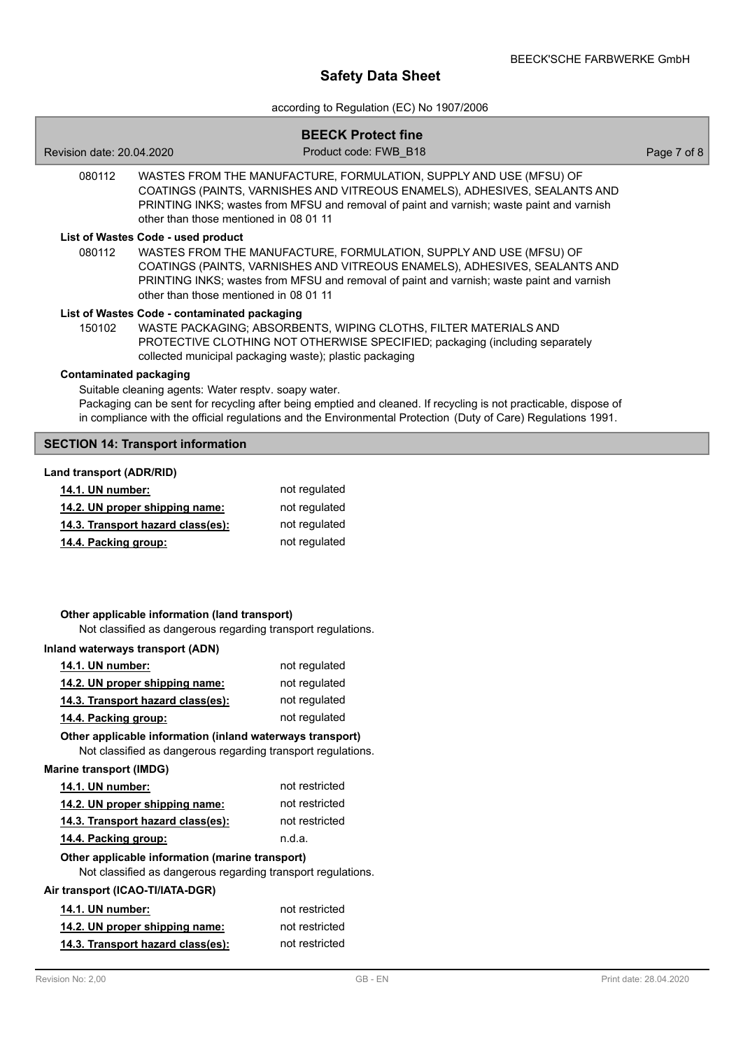080112 WASTES FROM THE MANUFACTURE, FORMULATION, SUPPLY AND USE (MFSU) OF COATINGS (PAINTS, VARNISHES AND VITREOUS ENAMELS), ADHESIVES, SEALANTS AND PRINTING INKS; wastes from MFSU and removal of paint and varnish; waste paint and varnish other than those mentioned in 08 01 11

**List of Wastes Code - used product**

080112 WASTES FROM THE MANUFACTURE, FORMULATION, SUPPLY AND USE (MFSU) OF COATINGS (PAINTS, VARNISHES AND VITREOUS ENAMELS), ADHESIVES, SEALANTS AND PRINTING INKS; wastes from MFSU and removal of paint and varnish; waste paint and varnish other than those mentioned in 08 01 11

**List of Wastes Code - contaminated packaging**

150102 WASTE PACKAGING; ABSORBENTS, WIPING CLOTHS, FILTER MATERIALS AND PROTECTIVE CLOTHING NOT OTHERWISE SPECIFIED; packaging (including separately collected municipal packaging waste); plastic packaging

**Contaminated packaging**

Suitable cleaning agents: Water resptv. soapy water.
Packaging can be sent for recycling after being emptied and cleaned. If recycling is not practicable, dispose of in compliance with the official regulations and the Environmental Protection (Duty of Care) Regulations 1991.

## SECTION 14: Transport information

**Land transport (ADR/RID)**

| | |
|---|---|
| 14.1. UN number: | not regulated |
| 14.2. UN proper shipping name: | not regulated |
| 14.3. Transport hazard class(es): | not regulated |
| 14.4. Packing group: | not regulated |

**Other applicable information (land transport)**

Not classified as dangerous regarding transport regulations.

**Inland waterways transport (ADN)**

| | |
|---|---|
| 14.1. UN number: | not regulated |
| 14.2. UN proper shipping name: | not regulated |
| 14.3. Transport hazard class(es): | not regulated |
| 14.4. Packing group: | not regulated |

**Other applicable information (inland waterways transport)**

Not classified as dangerous regarding transport regulations.

**Marine transport (IMDG)**

| | |
|---|---|
| 14.1. UN number: | not restricted |
| 14.2. UN proper shipping name: | not restricted |
| 14.3. Transport hazard class(es): | not restricted |
| 14.4. Packing group: | n.d.a. |

**Other applicable information (marine transport)**

Not classified as dangerous regarding transport regulations.

**Air transport (ICAO-TI/IATA-DGR)**

| | |
|---|---|
| 14.1. UN number: | not restricted |
| 14.2. UN proper shipping name: | not restricted |
| 14.3. Transport hazard class(es): | not restricted |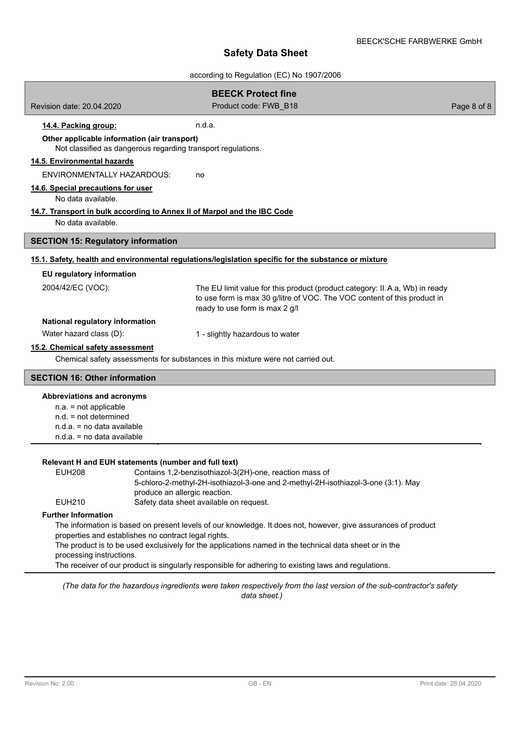**14.4. Packing group:** n.d.a.

**Other applicable information (air transport)**

Not classified as dangerous regarding transport regulations.

**14.5. Environmental hazards**

ENVIRONMENTALLY HAZARDOUS: no

**14.6. Special precautions for user**

No data available.

**14.7. Transport in bulk according to Annex II of Marpol and the IBC Code**

No data available.

## SECTION 15: Regulatory information

**15.1. Safety, health and environmental regulations/legislation specific for the substance or mixture**

**EU regulatory information**

2004/42/EC (VOC): The EU limit value for this product (product category: II.A a, Wb) in ready to use form is max 30 g/litre of VOC. The VOC content of this product in ready to use form is max 2 g/l

**National regulatory information**

Water hazard class (D): 1 - slightly hazardous to water

**15.2. Chemical safety assessment**

Chemical safety assessments for substances in this mixture were not carried out.

## SECTION 16: Other information

**Abbreviations and acronyms**

n.a. = not applicable
n.d. = not determined
n.d.a. = no data available
n.d.a. = no data available

**Relevant H and EUH statements (number and full text)**

| | |
|---|---|
| EUH208 | Contains 1,2-benzisothiazol-3(2H)-one, reaction mass of 5-chloro-2-methyl-2H-isothiazol-3-one and 2-methyl-2H-isothiazol-3-one (3:1). May produce an allergic reaction. |
| EUH210 | Safety data sheet available on request. |

**Further Information**

The information is based on present levels of our knowledge. It does not, however, give assurances of product properties and establishes no contract legal rights.
The product is to be used exclusively for the applications named in the technical data sheet or in the processing instructions.
The receiver of our product is singularly responsible for adhering to existing laws and regulations.

*(The data for the hazardous ingredients were taken respectively from the last version of the sub-contractor's safety data sheet.)*